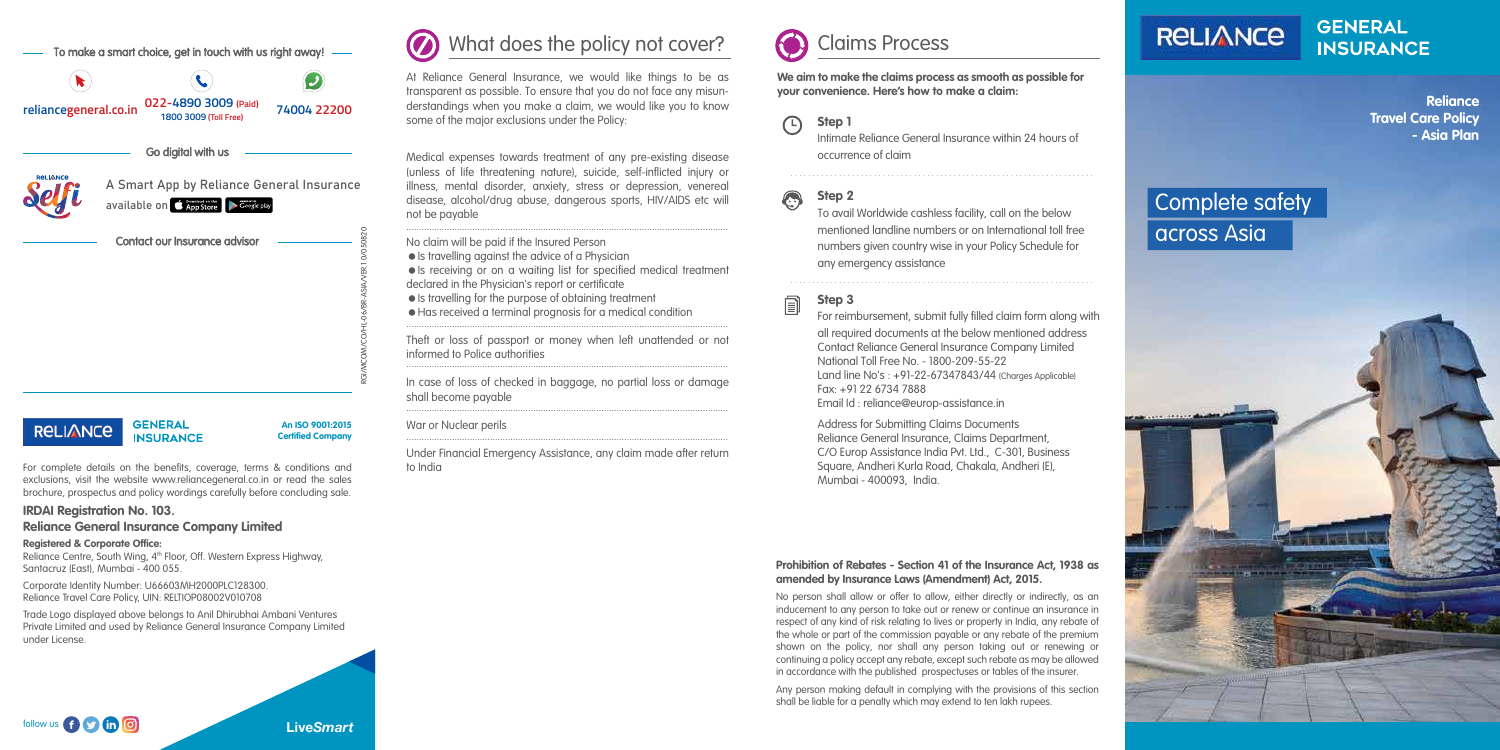To make a smart choice, get in touch with us right away!

reliancegeneral.co.in | 022-4890 3009 (Paid) 1800 3009 (Toll Free) | 74004 22200

Go digital with us

A Smart App by Reliance General Insurance available on App Store, Google play

Contact our Insurance advisor

RGI/MCOM/CO/HL-06/BR-ASIA/VER 1.0/050820

RELIANCE GENERAL INSURANCE

An ISO 9001:2015 Certified Company

For complete details on the benefits, coverage, terms & conditions and exclusions, visit the website www.reliancegeneral.co.in or read the sales brochure, prospectus and policy wordings carefully before concluding sale.

**IRDAI Registration No. 103.**

**Reliance General Insurance Company Limited**

**Registered & Corporate Office:**

Reliance Centre, South Wing, 4th Floor, Off. Western Express Highway, Santacruz (East), Mumbai - 400 055.

Corporate Identity Number: U66603MH2000PLC128300.
Reliance Travel Care Policy, UIN: RELTIOP08002V010708

Trade Logo displayed above belongs to Anil Dhirubhai Ambani Ventures Private Limited and used by Reliance General Insurance Company Limited under License.

follow us

*LiveSmart*

## What does the policy not cover?

At Reliance General Insurance, we would like things to be as transparent as possible. To ensure that you do not face any misunderstandings when you make a claim, we would like you to know some of the major exclusions under the Policy:

Medical expenses towards treatment of any pre-existing disease (unless of life threatening nature), suicide, self-inflicted injury or illness, mental disorder, anxiety, stress or depression, venereal disease, alcohol/drug abuse, dangerous sports, HIV/AIDS etc will not be payable

No claim will be paid if the Insured Person

- Is travelling against the advice of a Physician
- Is receiving or on a waiting list for specified medical treatment declared in the Physician's report or certificate
- Is travelling for the purpose of obtaining treatment
- Has received a terminal prognosis for a medical condition

Theft or loss of passport or money when left unattended or not informed to Police authorities

In case of loss of checked in baggage, no partial loss or damage shall become payable

War or Nuclear perils

Under Financial Emergency Assistance, any claim made after return to India

## Claims Process

**We aim to make the claims process as smooth as possible for your convenience. Here's how to make a claim:**

### Step 1

Intimate Reliance General Insurance within 24 hours of occurrence of claim

### Step 2

To avail Worldwide cashless facility, call on the below mentioned landline numbers or on International toll free numbers given country wise in your Policy Schedule for any emergency assistance

### Step 3

For reimbursement, submit fully filled claim form along with all required documents at the below mentioned address
Contact Reliance General Insurance Company Limited
National Toll Free No. - 1800-209-55-22
Land line No's : +91-22-67347843/44 (Charges Applicable)
Fax: +91 22 6734 7888
Email Id : reliance@europ-assistance.in

Address for Submitting Claims Documents
Reliance General Insurance, Claims Department,
C/O Europ Assistance India Pvt. Ltd., C-301, Business Square, Andheri Kurla Road, Chakala, Andheri (E), Mumbai - 400093, India.

**Prohibition of Rebates - Section 41 of the Insurance Act, 1938 as amended by Insurance Laws (Amendment) Act, 2015.**

No person shall allow or offer to allow, either directly or indirectly, as an inducement to any person to take out or renew or continue an insurance in respect of any kind of risk relating to lives or property in India, any rebate of the whole or part of the commission payable or any rebate of the premium shown on the policy, nor shall any person taking out or renewing or continuing a policy accept any rebate, except such rebate as may be allowed in accordance with the published prospectuses or tables of the insurer.

Any person making default in complying with the provisions of this section shall be liable for a penalty which may extend to ten lakh rupees.

# RELIANCE GENERAL INSURANCE

**Reliance Travel Care Policy - Asia Plan**

## Complete safety across Asia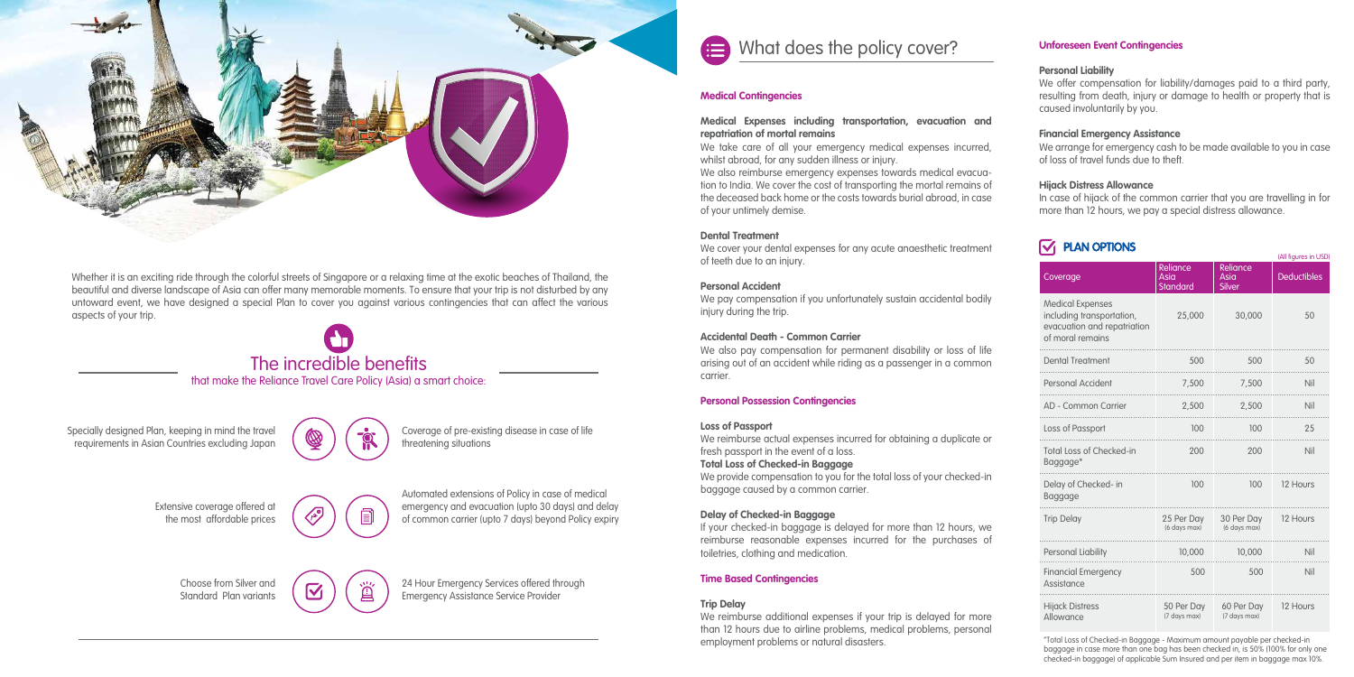Whether it is an exciting ride through the colorful streets of Singapore or a relaxing time at the exotic beaches of Thailand, the beautiful and diverse landscape of Asia can offer many memorable moments. To ensure that your trip is not disturbed by any untoward event, we have designed a special Plan to cover you against various contingencies that can affect the various aspects of your trip.

## The incredible benefits

that make the Reliance Travel Care Policy (Asia) a smart choice:

- Specially designed Plan, keeping in mind the travel requirements in Asian Countries excluding Japan
- Coverage of pre-existing disease in case of life threatening situations
- Extensive coverage offered at the most affordable prices
- Automated extensions of Policy in case of medical emergency and evacuation (upto 30 days) and delay of common carrier (upto 7 days) beyond Policy expiry
- Choose from Silver and Standard Plan variants
- 24 Hour Emergency Services offered through Emergency Assistance Service Provider

## What does the policy cover?

### Medical Contingencies

**Medical Expenses including transportation, evacuation and repatriation of mortal remains**

We take care of all your emergency medical expenses incurred, whilst abroad, for any sudden illness or injury.

We also reimburse emergency expenses towards medical evacuation to India. We cover the cost of transporting the mortal remains of the deceased back home or the costs towards burial abroad, in case of your untimely demise.

**Dental Treatment**

We cover your dental expenses for any acute anaesthetic treatment of teeth due to an injury.

**Personal Accident**

We pay compensation if you unfortunately sustain accidental bodily injury during the trip.

**Accidental Death - Common Carrier**

We also pay compensation for permanent disability or loss of life arising out of an accident while riding as a passenger in a common carrier.

### Personal Possession Contingencies

**Loss of Passport**

We reimburse actual expenses incurred for obtaining a duplicate or fresh passport in the event of a loss.

**Total Loss of Checked-in Baggage**

We provide compensation to you for the total loss of your checked-in baggage caused by a common carrier.

**Delay of Checked-in Baggage**

If your checked-in baggage is delayed for more than 12 hours, we reimburse reasonable expenses incurred for the purchases of toiletries, clothing and medication.

### Time Based Contingencies

**Trip Delay**

We reimburse additional expenses if your trip is delayed for more than 12 hours due to airline problems, medical problems, personal employment problems or natural disasters.

### Unforeseen Event Contingencies

**Personal Liability**

We offer compensation for liability/damages paid to a third party, resulting from death, injury or damage to health or property that is caused involuntarily by you.

**Financial Emergency Assistance**

We arrange for emergency cash to be made available to you in case of loss of travel funds due to theft.

**Hijack Distress Allowance**

In case of hijack of the common carrier that you are travelling in for more than 12 hours, we pay a special distress allowance.

## PLAN OPTIONS

(All figures in USD)

| Coverage | Reliance Asia Standard | Reliance Asia Silver | Deductibles |
|---|---|---|---|
| Medical Expenses including transportation, evacuation and repatriation of moral remains | 25,000 | 30,000 | 50 |
| Dental Treatment | 500 | 500 | 50 |
| Personal Accident | 7,500 | 7,500 | Nil |
| AD - Common Carrier | 2,500 | 2,500 | Nil |
| Loss of Passport | 100 | 100 | 25 |
| Total Loss of Checked-in Baggage* | 200 | 200 | Nil |
| Delay of Checked- in Baggage | 100 | 100 | 12 Hours |
| Trip Delay | 25 Per Day (6 days max) | 30 Per Day (6 days max) | 12 Hours |
| Personal Liability | 10,000 | 10,000 | Nil |
| Financial Emergency Assistance | 500 | 500 | Nil |
| Hijack Distress Allowance | 50 Per Day (7 days max) | 60 Per Day (7 days max) | 12 Hours |

*Total Loss of Checked-in Baggage - Maximum amount payable per checked-in baggage in case more than one bag has been checked in, is 50% (100% for only one checked-in baggage) of applicable Sum Insured and per item in baggage max 10%.